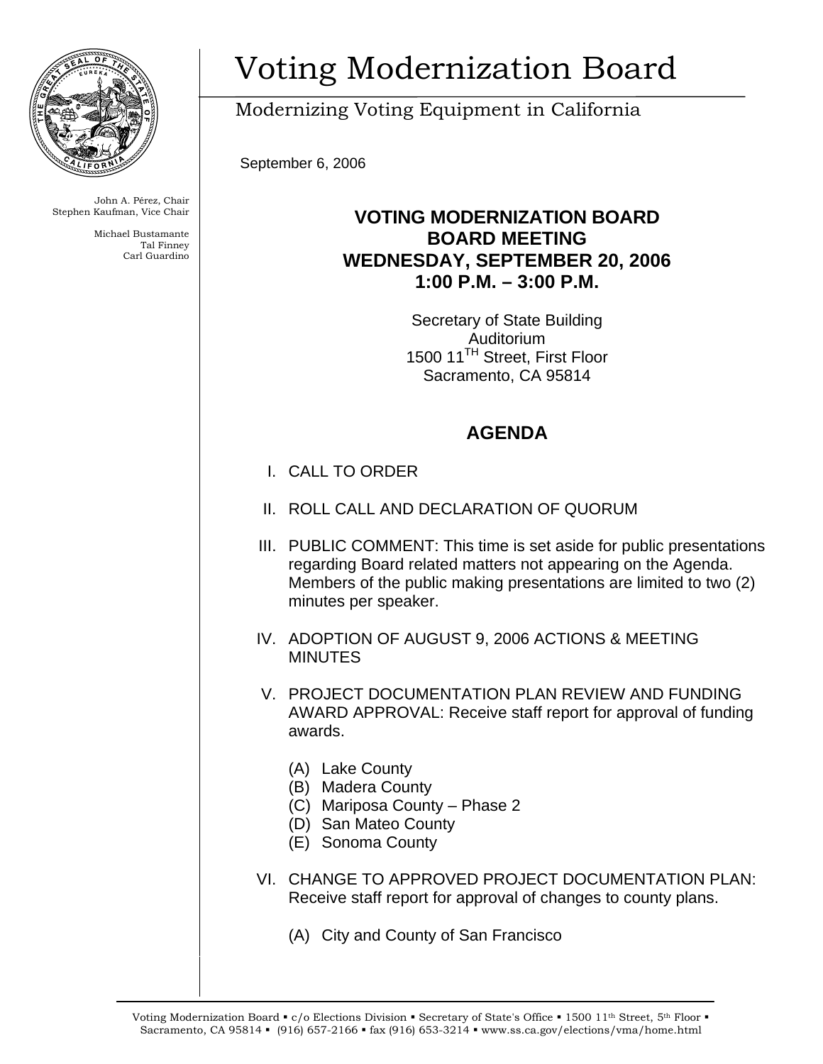# Voting Modernization Board

Modernizing Voting Equipment in California

John A. Pérez, Chair
Stephen Kaufman, Vice Chair

Michael Bustamante
Tal Finney
Carl Guardino

September 6, 2006

**VOTING MODERNIZATION BOARD**
**BOARD MEETING**
**WEDNESDAY, SEPTEMBER 20, 2006**
**1:00 P.M. – 3:00 P.M.**

Secretary of State Building
Auditorium
1500 11TH Street, First Floor
Sacramento, CA 95814

## AGENDA

I. CALL TO ORDER

II. ROLL CALL AND DECLARATION OF QUORUM

III. PUBLIC COMMENT: This time is set aside for public presentations regarding Board related matters not appearing on the Agenda. Members of the public making presentations are limited to two (2) minutes per speaker.

IV. ADOPTION OF AUGUST 9, 2006 ACTIONS & MEETING MINUTES

V. PROJECT DOCUMENTATION PLAN REVIEW AND FUNDING AWARD APPROVAL: Receive staff report for approval of funding awards.

   (A) Lake County
   (B) Madera County
   (C) Mariposa County – Phase 2
   (D) San Mateo County
   (E) Sonoma County

VI. CHANGE TO APPROVED PROJECT DOCUMENTATION PLAN: Receive staff report for approval of changes to county plans.

   (A) City and County of San Francisco

Voting Modernization Board ▪ c/o Elections Division ▪ Secretary of State's Office ▪ 1500 11th Street, 5th Floor ▪ Sacramento, CA 95814 ▪ (916) 657-2166 ▪ fax (916) 653-3214 ▪ www.ss.ca.gov/elections/vma/home.html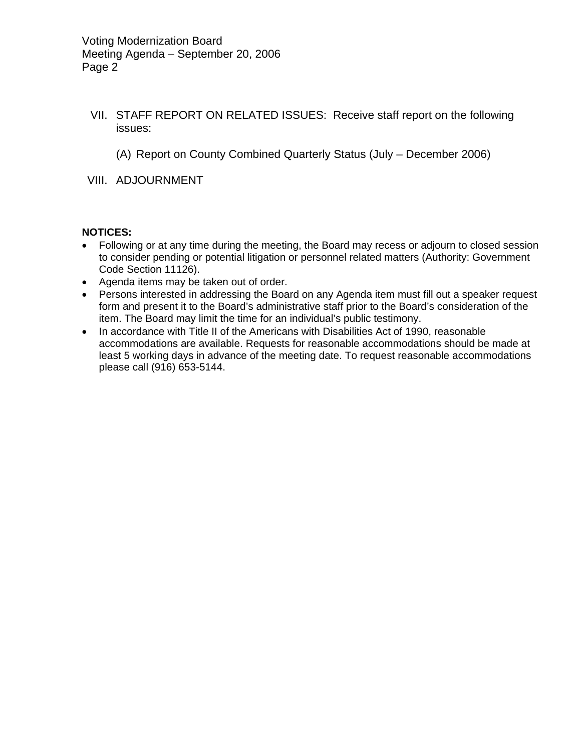VII. STAFF REPORT ON RELATED ISSUES: Receive staff report on the following issues:

(A) Report on County Combined Quarterly Status (July – December 2006)

VIII. ADJOURNMENT

**NOTICES:**

- Following or at any time during the meeting, the Board may recess or adjourn to closed session to consider pending or potential litigation or personnel related matters (Authority: Government Code Section 11126).
- Agenda items may be taken out of order.
- Persons interested in addressing the Board on any Agenda item must fill out a speaker request form and present it to the Board's administrative staff prior to the Board's consideration of the item. The Board may limit the time for an individual's public testimony.
- In accordance with Title II of the Americans with Disabilities Act of 1990, reasonable accommodations are available. Requests for reasonable accommodations should be made at least 5 working days in advance of the meeting date. To request reasonable accommodations please call (916) 653-5144.